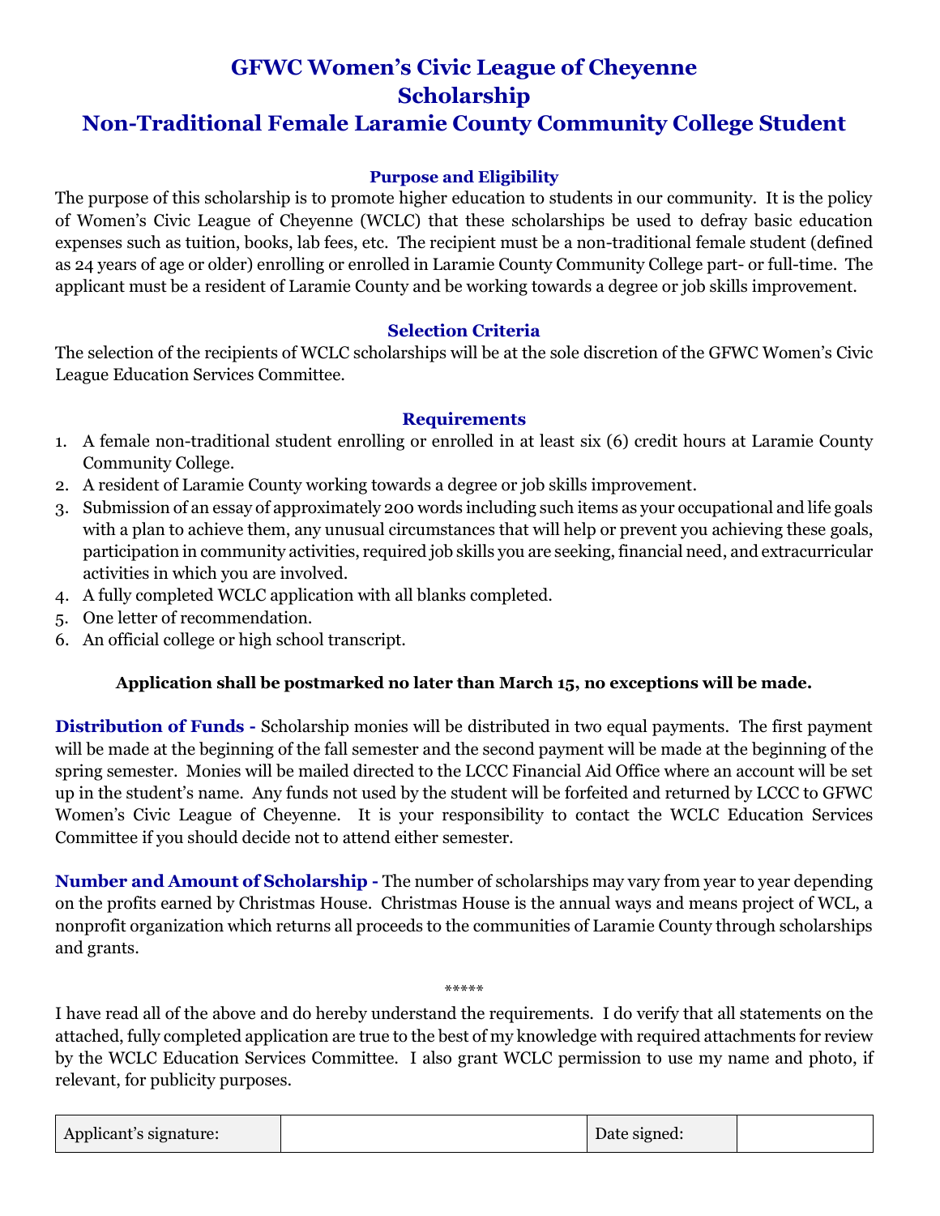# GFWC Women's Civic League of Cheyenne
# Scholarship
# Non-Traditional Female Laramie County Community College Student

### Purpose and Eligibility

The purpose of this scholarship is to promote higher education to students in our community. It is the policy of Women's Civic League of Cheyenne (WCLC) that these scholarships be used to defray basic education expenses such as tuition, books, lab fees, etc. The recipient must be a non-traditional female student (defined as 24 years of age or older) enrolling or enrolled in Laramie County Community College part- or full-time. The applicant must be a resident of Laramie County and be working towards a degree or job skills improvement.

### Selection Criteria

The selection of the recipients of WCLC scholarships will be at the sole discretion of the GFWC Women's Civic League Education Services Committee.

### Requirements

1. A female non-traditional student enrolling or enrolled in at least six (6) credit hours at Laramie County Community College.
2. A resident of Laramie County working towards a degree or job skills improvement.
3. Submission of an essay of approximately 200 words including such items as your occupational and life goals with a plan to achieve them, any unusual circumstances that will help or prevent you achieving these goals, participation in community activities, required job skills you are seeking, financial need, and extracurricular activities in which you are involved.
4. A fully completed WCLC application with all blanks completed.
5. One letter of recommendation.
6. An official college or high school transcript.

**Application shall be postmarked no later than March 15, no exceptions will be made.**

**Distribution of Funds -** Scholarship monies will be distributed in two equal payments. The first payment will be made at the beginning of the fall semester and the second payment will be made at the beginning of the spring semester. Monies will be mailed directed to the LCCC Financial Aid Office where an account will be set up in the student's name. Any funds not used by the student will be forfeited and returned by LCCC to GFWC Women's Civic League of Cheyenne. It is your responsibility to contact the WCLC Education Services Committee if you should decide not to attend either semester.

**Number and Amount of Scholarship -** The number of scholarships may vary from year to year depending on the profits earned by Christmas House. Christmas House is the annual ways and means project of WCL, a nonprofit organization which returns all proceeds to the communities of Laramie County through scholarships and grants.

*****

I have read all of the above and do hereby understand the requirements. I do verify that all statements on the attached, fully completed application are true to the best of my knowledge with required attachments for review by the WCLC Education Services Committee. I also grant WCLC permission to use my name and photo, if relevant, for publicity purposes.

| Applicant's signature: | | Date signed: | |
|---|---|---|---|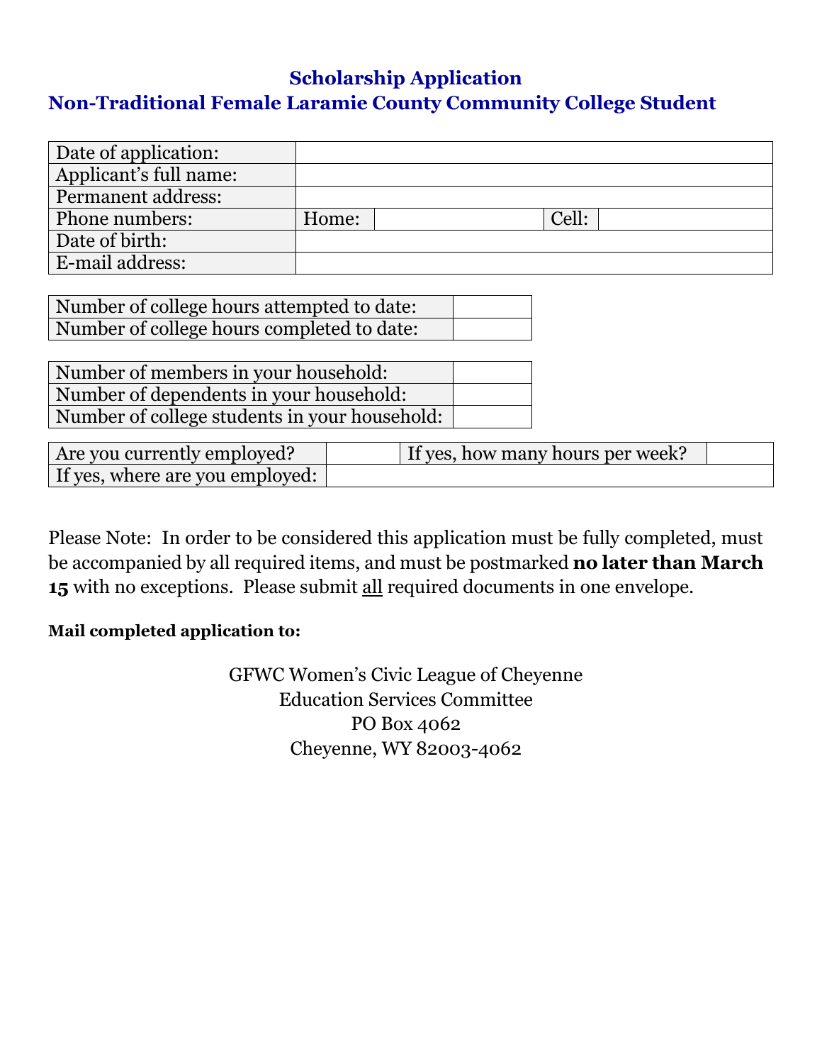## Scholarship Application
## Non-Traditional Female Laramie County Community College Student

| | | | |
|---|---|---|---|
| Date of application: | | | |
| Applicant's full name: | | | |
| Permanent address: | | | |
| Phone numbers: | Home: | | Cell: |
| Date of birth: | | | |
| E-mail address: | | | |

| | |
|---|---|
| Number of college hours attempted to date: | |
| Number of college hours completed to date: | |

| | |
|---|---|
| Number of members in your household: | |
| Number of dependents in your household: | |
| Number of college students in your household: | |

| | | | |
|---|---|---|---|
| Are you currently employed? | | If yes, how many hours per week? | |
| If yes, where are you employed: | | | |

Please Note: In order to be considered this application must be fully completed, must be accompanied by all required items, and must be postmarked **no later than March 15** with no exceptions. Please submit all required documents in one envelope.

**Mail completed application to:**

GFWC Women's Civic League of Cheyenne
Education Services Committee
PO Box 4062
Cheyenne, WY 82003-4062